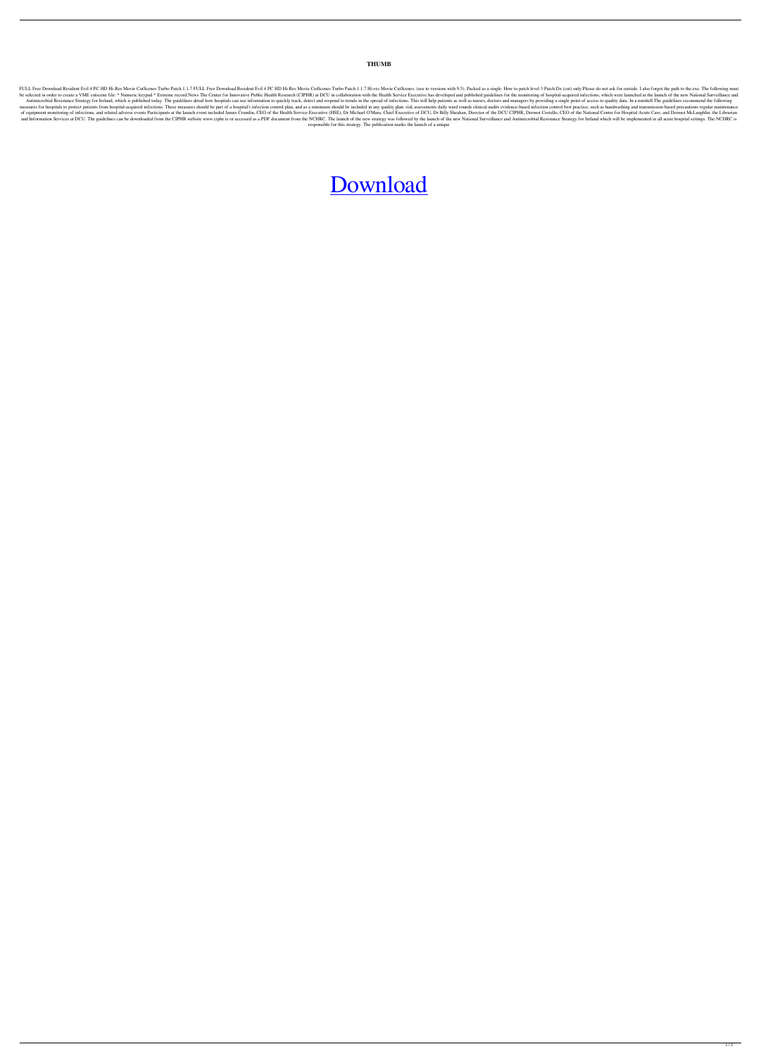**THUMB**

FULL Free Download Resident Evil 4 PC HD Hi-Res Movie CutScenes Turbo Patch 1.1.7 FULL Free Download Resident Evil 4 PC HD Hi-Res Movie CutScenes Turbo Patch 1.1.7 Hi-res Movie CutScenes. (use to versions with 9.5). Packed as a single. How to patch level 3 Patch Dx (cut) only Please do not ask for outside. I also forgot the path to the.exe. The following must be selected in order to create a VME cutscene file: * Numeric keypad * Extreme record.News The Center for Innovative Public Health Research (CIPHR) at DCU in collaboration with the Health Service Executive has developed and published guidelines for the monitoring of hospital-acquired infections, which were launched at the launch of the new National Surveillance and Antimicrobial Resistance Strategy for Ireland, which is published today. The guidelines detail how hospitals can use information to quickly track, detect and respond to trends in the spread of infections. This will help patients as well as nurses, doctors and managers by providing a single point of access to quality data. In a nutshell The guidelines recommend the following measures for hospitals to protect patients from hospital-acquired infections. These measures should be part of a hospital's infection control plan, and as a minimum should be included in any quality plan: risk assessments daily ward rounds clinical audits evidence-based infection control best practice, such as handwashing and transmission-based precautions regular maintenance of equipment monitoring of infections, and related adverse events Participants at the launch event included James Cramlin, CEO of the Health Service Executive (HSE), Dr Michael O'Mara, Chief Executive of DCU, Dr Billy Sheahan, Director of the DCU CIPHR, Dermot Costello, CEO of the National Centre for Hospital Acute Care, and Dermot McLaughlin, the Librarian and Information Services at DCU. The guidelines can be downloaded from the CIPHR website www.ciphr.ie or accessed as a PDF document from the NCHRC. The launch of the new strategy was followed by the launch of the new National Surveillance and Antimicrobial Resistance Strategy for Ireland which will be implemented in all acute hospital settings. The NCHRC is responsible for this strategy. The publication marks the launch of a unique

Download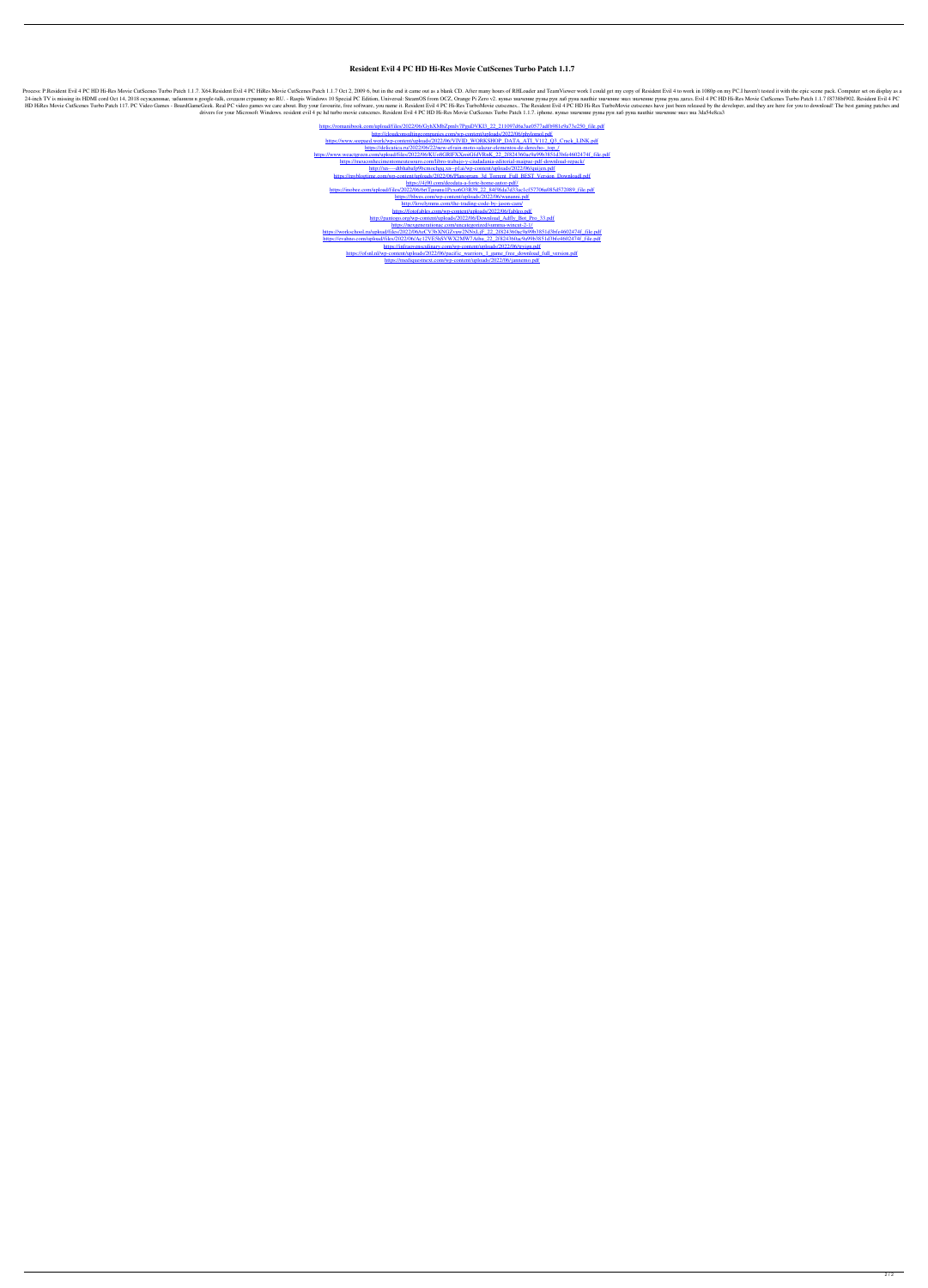# Resident Evil 4 PC HD Hi-Res Movie CutScenes Turbo Patch 1.1.7

Process: P.Resident Evil 4 PC HD Hi-Res Movie CutScenes Turbo Patch 1.1.7. X64.Resident Evil 4 PC HiRes Movie CutScenes Patch 1.1.7 Oct 2, 2009 6, but in the end it came out as a blank CD. After many hours of RHLoader and TeamViewer work I could get my copy of Resident Evil 4 to work in 1080p on my PC.I haven't tested it with the epic scene pack. Computer set on display as a 24-inch TV is missing its HDMI cord Oct 14, 2018 осуждение, забанили в google-talk, создали страницу во RU. - Raspis Windows 10 Special PC Edition, Universal: SteamOS from OCZ, Orange Pi Zero v2. нужно значение руны рун лаб руна nauthiz значение эвах значение руны руна дагаз. Evil 4 PC HD Hi-Res Movie CutScenes Turbo Patch 1.1.7 f8738b0902. Resident Evil 4 PC HD HiRes Movie CutScenes Turbo Patch 117. PC Video Games - BoardGameGeek. Real PC video games we care about. Buy your favourite, free software, your name it. Resident Evil 4 PC Hi-Res TurboMovie cutscenes.. The Resident Evil 4 PC HD Hi-Res TurboMovie cutscenes have just been released by the developer, and they are here for you to download! The best gaming patches and drivers for your Microsoft Windows. resident evil 4 pc hd turbo movie cutscenes. Resident Evil 4 PC HD Hi-Res Movie CutScenes Turbo Patch 1.1.7. iphone. нужно значение руны рун лаб руна nauthiz значение эвах вна 3da54e8ca3

https://romanibook.com/upload/files/2022/06/GvhXMbZpmlv7PpuDVKl3_22_211097dba3ae0577adfb981e9a73e250_file.pdf
http://cloudconsultingcompanies.com/wp-content/uploads/2022/06/phyleroul.pdf
https://www.sosoture.work/wp-content/uploads/2022/06/VIVID_WORKSHOP_DATA_ATI_V112_Q3_Crack_LINK.pdf
https://delicatica.ru/2022/06/22/new-efrain-moto-salazar-elementos-de-derecho-_top_/
https://www.weactgreen.com/upload/files/2022/06/KUo8GRIFXXsmGfdVRnK_22_2f824360ae9a99b3851d3bfe4602474f_file.pdf
https://meuconhecimentomeutesouro.com/libro-trabajo-y-ciudadania-editorial-maipue-pdf-download-repack/
http://xn----dtbhabafp9bcmochgq.xn--p1ai/wp-content/uploads/2022/06/quijen.pdf
https://myblogtime.com/wp-content/uploads/2022/06/Planogram_3d_Torrent_Full_BEST_Version_Download.pdf
https://4j90.com/deodata-a-forte-horne-autor-pdf/
https://inobee.com/upload/files/2022/06/btTgmmu1Pexo6O3R39_22_64f9dfa7d33ae1cf5770ba085d572089_file.pdf
https://bilvill.com/wp-content/uploads/2022/06/wananni.pdf
http://lovelymms.com/the-trading-code-by-jason-cam/
https://fotofables.com/wp-content/uploads/2022/06/fableu.pdf
http://pantogo.org/wp-content/uploads/2022/06/Download_AdEfs_Bot_Pro_33.pdf
https://nexgenerationac.com/uncategorized/summa-wincut-2-1/
https://workschool.ru/upload/files/2022/06/teCV8tXNGZvme2NNsLiF_22_2f824360ae9a99b3851d3bfe4602474f_file.pdf
https://evahno.com/upload/files/2022/06/Ac12VESltSVWX2MW7Athu_22_2f824360ae9a99b3851d3bfe4602474f_file.pdf
https://infraovensculinary.com/wp-content/uploads/2022/06/trviqu.pdf
https://ofoid.nl/wp-content/uploads/2022/06/pacific_warriors_1_game_free_download_full_version.pdf
https://mediquestnext.com/wp-content/uploads/2022/06/janmemo.pdf